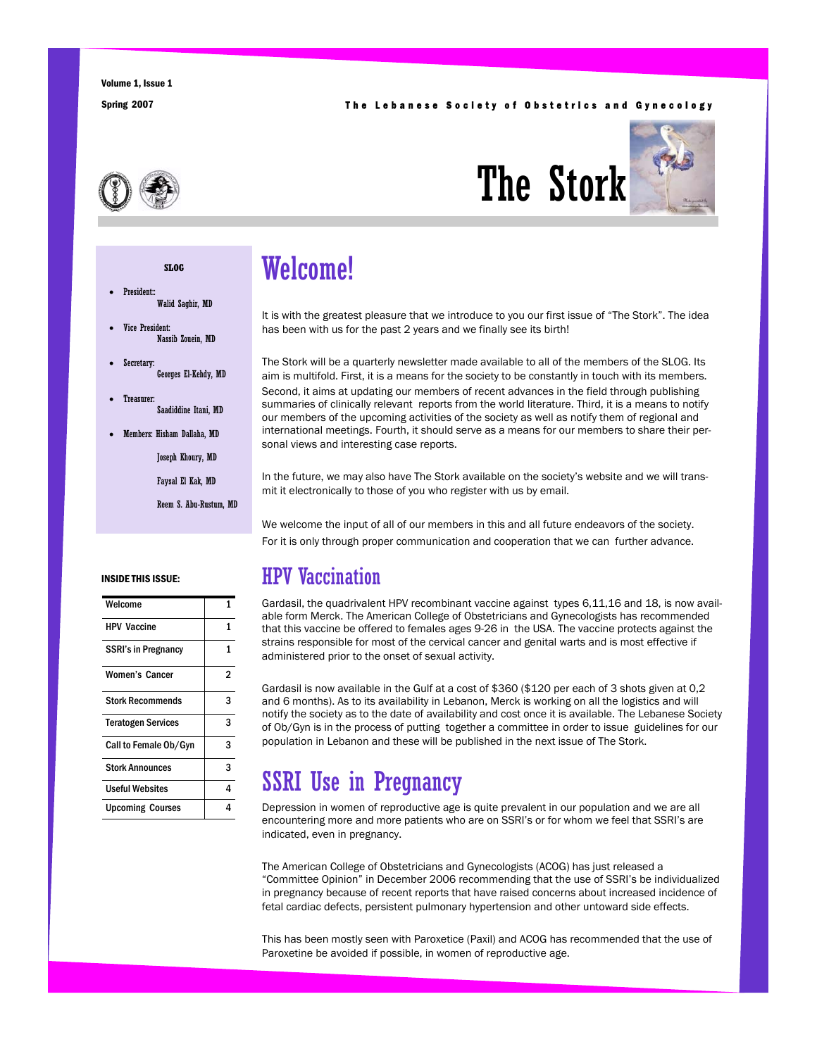Volume 1, Issue 1

Spring 2007

The Lebanese Society of Obstetrics and Gynecology

# The Stork

**SLOG**

- President:
  Walid Saghir, MD
- Vice President:
  Nassib Zouein, MD
- Secretary:
  Georges El-Kehdy, MD
- Treasurer:
  Saadiddine Itani, MD
- Members: Hisham Dallaha, MD
  Joseph Khoury, MD
  Faysal El Kak, MD
  Reem S. Abu-Rustum, MD

**INSIDE THIS ISSUE:**

| | |
|---|---|
| Welcome | 1 |
| HPV Vaccine | 1 |
| SSRI's in Pregnancy | 1 |
| Women's Cancer | 2 |
| Stork Recommends | 3 |
| Teratogen Services | 3 |
| Call to Female Ob/Gyn | 3 |
| Stork Announces | 3 |
| Useful Websites | 4 |
| Upcoming Courses | 4 |

## Welcome!

It is with the greatest pleasure that we introduce to you our first issue of "The Stork". The idea has been with us for the past 2 years and we finally see its birth!

The Stork will be a quarterly newsletter made available to all of the members of the SLOG. Its aim is multifold. First, it is a means for the society to be constantly in touch with its members. Second, it aims at updating our members of recent advances in the field through publishing summaries of clinically relevant reports from the world literature. Third, it is a means to notify our members of the upcoming activities of the society as well as notify them of regional and international meetings. Fourth, it should serve as a means for our members to share their personal views and interesting case reports.

In the future, we may also have The Stork available on the society's website and we will transmit it electronically to those of you who register with us by email.

We welcome the input of all of our members in this and all future endeavors of the society. For it is only through proper communication and cooperation that we can further advance.

## HPV Vaccination

Gardasil, the quadrivalent HPV recombinant vaccine against types 6,11,16 and 18, is now available form Merck. The American College of Obstetricians and Gynecologists has recommended that this vaccine be offered to females ages 9-26 in the USA. The vaccine protects against the strains responsible for most of the cervical cancer and genital warts and is most effective if administered prior to the onset of sexual activity.

Gardasil is now available in the Gulf at a cost of $360 ($120 per each of 3 shots given at 0,2 and 6 months). As to its availability in Lebanon, Merck is working on all the logistics and will notify the society as to the date of availability and cost once it is available. The Lebanese Society of Ob/Gyn is in the process of putting together a committee in order to issue guidelines for our population in Lebanon and these will be published in the next issue of The Stork.

## SSRI Use in Pregnancy

Depression in women of reproductive age is quite prevalent in our population and we are all encountering more and more patients who are on SSRI's or for whom we feel that SSRI's are indicated, even in pregnancy.

The American College of Obstetricians and Gynecologists (ACOG) has just released a "Committee Opinion" in December 2006 recommending that the use of SSRI's be individualized in pregnancy because of recent reports that have raised concerns about increased incidence of fetal cardiac defects, persistent pulmonary hypertension and other untoward side effects.

This has been mostly seen with Paroxetice (Paxil) and ACOG has recommended that the use of Paroxetine be avoided if possible, in women of reproductive age.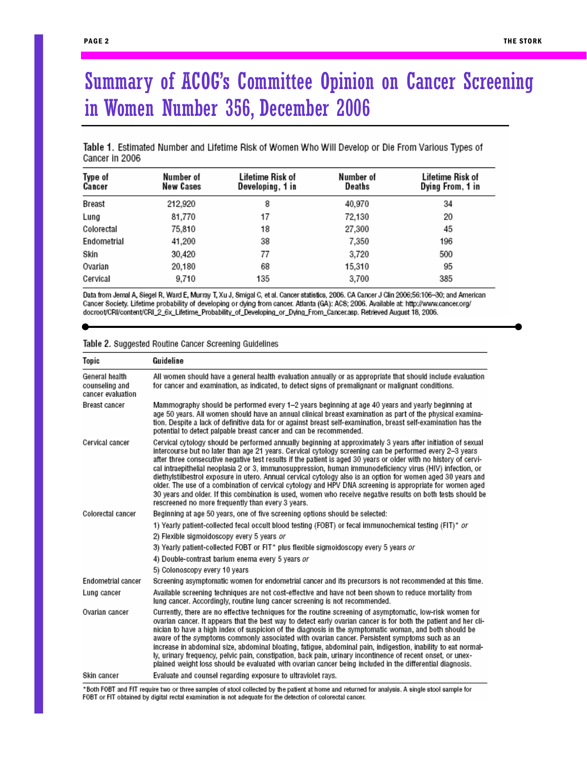# Summary of ACOG's Committee Opinion on Cancer Screening in Women Number 356, December 2006

**Table 1.** Estimated Number and Lifetime Risk of Women Who Will Develop or Die From Various Types of Cancer in 2006

| Type of Cancer | Number of New Cases | Lifetime Risk of Developing, 1 in | Number of Deaths | Lifetime Risk of Dying From, 1 in |
|---|---|---|---|---|
| Breast | 212,920 | 8 | 40,970 | 34 |
| Lung | 81,770 | 17 | 72,130 | 20 |
| Colorectal | 75,810 | 18 | 27,300 | 45 |
| Endometrial | 41,200 | 38 | 7,350 | 196 |
| Skin | 30,420 | 77 | 3,720 | 500 |
| Ovarian | 20,180 | 68 | 15,310 | 95 |
| Cervical | 9,710 | 135 | 3,700 | 385 |

Data from Jemal A, Siegel R, Ward E, Murray T, Xu J, Smigal C, et al. Cancer statistics, 2006. CA Cancer J Clin 2006;56:106–30; and American Cancer Society. Lifetime probability of developing or dying from cancer. Atlanta (GA): ACS; 2006. Available at: http://www.cancer.org/docroot/CRI/content/CRI_2_6x_Lifetime_Probability_of_Developing_or_Dying_From_Cancer.asp. Retrieved August 18, 2006.

**Table 2.** Suggested Routine Cancer Screening Guidelines

| Topic | Guideline |
|---|---|
| General health counseling and cancer evaluation | All women should have a general health evaluation annually or as appropriate that should include evaluation for cancer and examination, as indicated, to detect signs of premalignant or malignant conditions. |
| Breast cancer | Mammography should be performed every 1–2 years beginning at age 40 years and yearly beginning at age 50 years. All women should have an annual clinical breast examination as part of the physical examination. Despite a lack of definitive data for or against breast self-examination, breast self-examination has the potential to detect palpable breast cancer and can be recommended. |
| Cervical cancer | Cervical cytology should be performed annually beginning at approximately 3 years after initiation of sexual intercourse but no later than age 21 years. Cervical cytology screening can be performed every 2–3 years after three consecutive negative test results if the patient is aged 30 years or older with no history of cervical intraepithelial neoplasia 2 or 3, immunosuppression, human immunodeficiency virus (HIV) infection, or diethylstilbestrol exposure in utero. Annual cervical cytology also is an option for women aged 30 years and older. The use of a combination of cervical cytology and HPV DNA screening is appropriate for women aged 30 years and older. If this combination is used, women who receive negative results on both tests should be rescreened no more frequently than every 3 years. |
| Colorectal cancer | Beginning at age 50 years, one of five screening options should be selected:<br>1) Yearly patient-collected fecal occult blood testing (FOBT) or fecal immunochemical testing (FIT)* *or*<br>2) Flexible sigmoidoscopy every 5 years *or*<br>3) Yearly patient-collected FOBT or FIT* plus flexible sigmoidoscopy every 5 years *or*<br>4) Double-contrast barium enema every 5 years *or*<br>5) Colonoscopy every 10 years |
| Endometrial cancer | Screening asymptomatic women for endometrial cancer and its precursors is not recommended at this time. |
| Lung cancer | Available screening techniques are not cost-effective and have not been shown to reduce mortality from lung cancer. Accordingly, routine lung cancer screening is not recommended. |
| Ovarian cancer | Currently, there are no effective techniques for the routine screening of asymptomatic, low-risk women for ovarian cancer. It appears that the best way to detect early ovarian cancer is for both the patient and her clinician to have a high index of suspicion of the diagnosis in the symptomatic woman, and both should be aware of the symptoms commonly associated with ovarian cancer. Persistent symptoms such as an increase in abdominal size, abdominal bloating, fatigue, abdominal pain, indigestion, inability to eat normally, urinary frequency, pelvic pain, constipation, back pain, urinary incontinence of recent onset, or unexplained weight loss should be evaluated with ovarian cancer being included in the differential diagnosis. |
| Skin cancer | Evaluate and counsel regarding exposure to ultraviolet rays. |

*Both FOBT and FIT require two or three samples of stool collected by the patient at home and returned for analysis. A single stool sample for FOBT or FIT obtained by digital rectal examination is not adequate for the detection of colorectal cancer.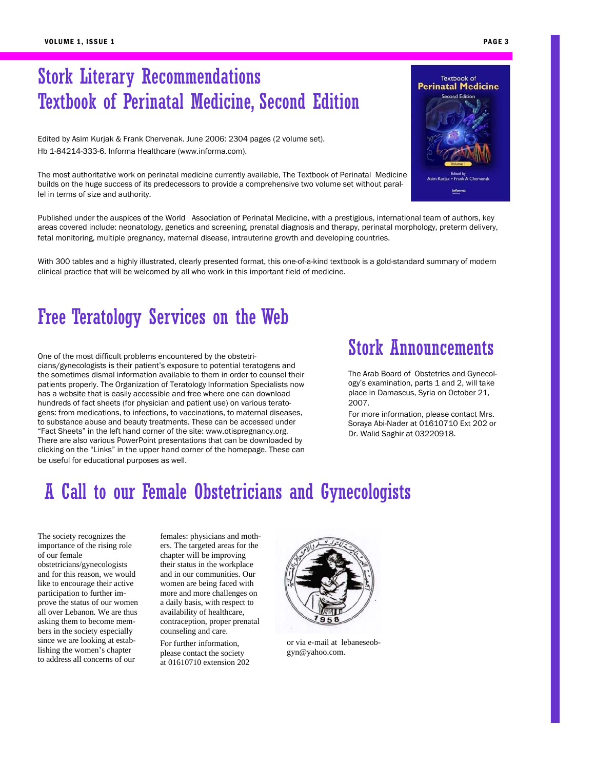# Stork Literary Recommendations
# Textbook of Perinatal Medicine, Second Edition

Edited by Asim Kurjak & Frank Chervenak. June 2006: 2304 pages (2 volume set).
Hb 1-84214-333-6. Informa Healthcare (www.informa.com).

The most authoritative work on perinatal medicine currently available, The Textbook of Perinatal Medicine builds on the huge success of its predecessors to provide a comprehensive two volume set without parallel in terms of size and authority.

Published under the auspices of the World Association of Perinatal Medicine, with a prestigious, international team of authors, key areas covered include: neonatology, genetics and screening, prenatal diagnosis and therapy, perinatal morphology, preterm delivery, fetal monitoring, multiple pregnancy, maternal disease, intrauterine growth and developing countries.

With 300 tables and a highly illustrated, clearly presented format, this one-of-a-kind textbook is a gold-standard summary of modern clinical practice that will be welcomed by all who work in this important field of medicine.

# Free Teratology Services on the Web

One of the most difficult problems encountered by the obstetricians/gynecologists is their patient's exposure to potential teratogens and the sometimes dismal information available to them in order to counsel their patients properly. The Organization of Teratology Information Specialists now has a website that is easily accessible and free where one can download hundreds of fact sheets (for physician and patient use) on various teratogens: from medications, to infections, to vaccinations, to maternal diseases, to substance abuse and beauty treatments. These can be accessed under "Fact Sheets" in the left hand corner of the site: www.otispregnancy.org. There are also various PowerPoint presentations that can be downloaded by clicking on the "Links" in the upper hand corner of the homepage. These can be useful for educational purposes as well.

# Stork Announcements

The Arab Board of Obstetrics and Gynecology's examination, parts 1 and 2, will take place in Damascus, Syria on October 21, 2007.

For more information, please contact Mrs. Soraya Abi-Nader at 01610710 Ext 202 or Dr. Walid Saghir at 03220918.

# A Call to our Female Obstetricians and Gynecologists

The society recognizes the importance of the rising role of our female obstetricians/gynecologists and for this reason, we would like to encourage their active participation to further improve the status of our women all over Lebanon. We are thus asking them to become members in the society especially since we are looking at establishing the women's chapter to address all concerns of our females: physicians and mothers. The targeted areas for the chapter will be improving their status in the workplace and in our communities. Our women are being faced with more and more challenges on a daily basis, with respect to availability of healthcare, contraception, proper prenatal counseling and care.

For further information, please contact the society at 01610710 extension 202 or via e-mail at lebaneseobgyn@yahoo.com.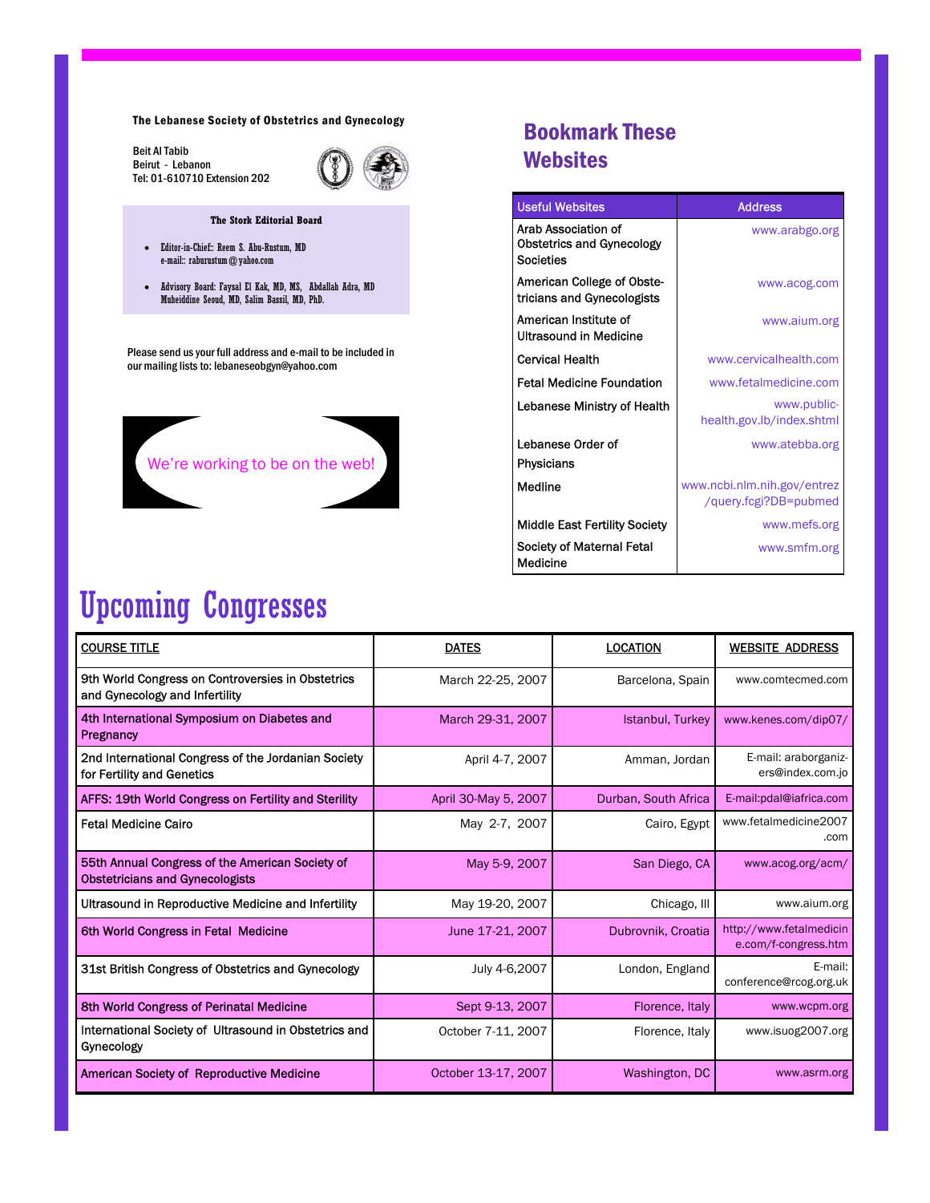**The Lebanese Society of Obstetrics and Gynecology**

Beit Al Tabib
Beirut - Lebanon
Tel: 01-610710 Extension 202

**The Stork Editorial Board**

- Editor-in-Chief:: Reem S. Abu-Rustum, MD
  e-mail:: raburustum@yahoo.com
- Advisory Board: Faysal El Kak, MD, MS, Abdallah Adra, MD Muheiddine Seoud, MD, Salim Bassil, MD, PhD.

Please send us your full address and e-mail to be included in our mailing lists to: lebaneseobgyn@yahoo.com

We're working to be on the web!

## Bookmark These Websites

| Useful Websites | Address |
|---|---|
| Arab Association of Obstetrics and Gynecology Societies | www.arabgo.org |
| American College of Obstetricians and Gynecologists | www.acog.com |
| American Institute of Ultrasound in Medicine | www.aium.org |
| Cervical Health | www.cervicalhealth.com |
| Fetal Medicine Foundation | www.fetalmedicine.com |
| Lebanese Ministry of Health | www.public-health.gov.lb/index.shtml |
| Lebanese Order of Physicians | www.atebba.org |
| Medline | www.ncbi.nlm.nih.gov/entrez/query.fcgi?DB=pubmed |
| Middle East Fertility Society | www.mefs.org |
| Society of Maternal Fetal Medicine | www.smfm.org |

# Upcoming Congresses

| COURSE TITLE | DATES | LOCATION | WEBSITE ADDRESS |
|---|---|---|---|
| 9th World Congress on Controversies in Obstetrics and Gynecology and Infertility | March 22-25, 2007 | Barcelona, Spain | www.comtecmed.com |
| 4th International Symposium on Diabetes and Pregnancy | March 29-31, 2007 | Istanbul, Turkey | www.kenes.com/dip07/ |
| 2nd International Congress of the Jordanian Society for Fertility and Genetics | April 4-7, 2007 | Amman, Jordan | E-mail: araborganizers@index.com.jo |
| AFFS: 19th World Congress on Fertility and Sterility | April 30-May 5, 2007 | Durban, South Africa | E-mail:pdal@iafrica.com |
| Fetal Medicine Cairo | May 2-7, 2007 | Cairo, Egypt | www.fetalmedicine2007.com |
| 55th Annual Congress of the American Society of Obstetricians and Gynecologists | May 5-9, 2007 | San Diego, CA | www.acog.org/acm/ |
| Ultrasound in Reproductive Medicine and Infertility | May 19-20, 2007 | Chicago, Ill | www.aium.org |
| 6th World Congress in Fetal Medicine | June 17-21, 2007 | Dubrovnik, Croatia | http://www.fetalmedicine.com/f-congress.htm |
| 31st British Congress of Obstetrics and Gynecology | July 4-6,2007 | London, England | E-mail: conference@rcog.org.uk |
| 8th World Congress of Perinatal Medicine | Sept 9-13, 2007 | Florence, Italy | www.wcpm.org |
| International Society of Ultrasound in Obstetrics and Gynecology | October 7-11, 2007 | Florence, Italy | www.isuog2007.org |
| American Society of Reproductive Medicine | October 13-17, 2007 | Washington, DC | www.asrm.org |